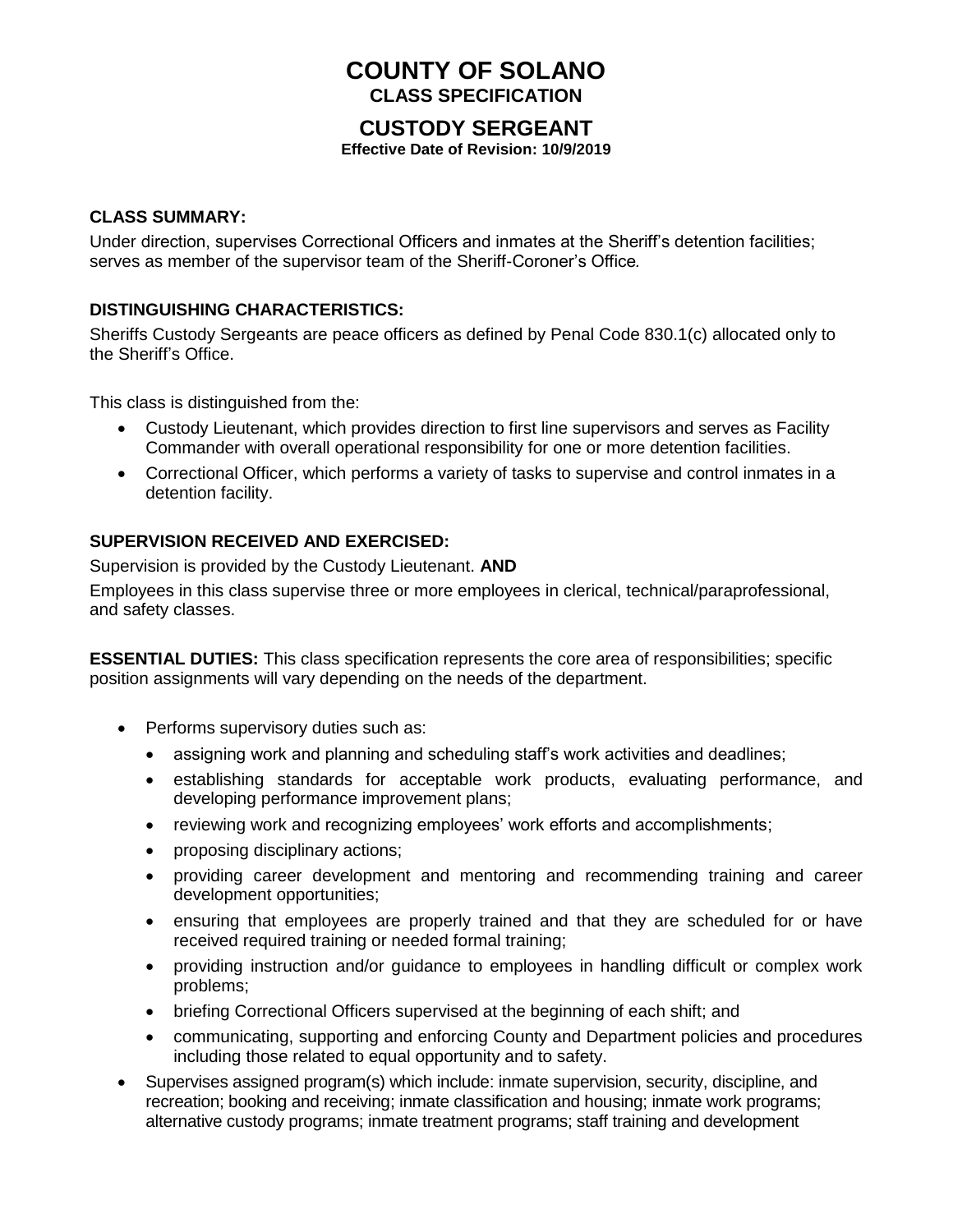# COUNTY OF SOLANO
## CLASS SPECIFICATION

# CUSTODY SERGEANT
**Effective Date of Revision: 10/9/2019**

### CLASS SUMMARY:

Under direction, supervises Correctional Officers and inmates at the Sheriff's detention facilities; serves as member of the supervisor team of the Sheriff-Coroner's Office.

### DISTINGUISHING CHARACTERISTICS:

Sheriffs Custody Sergeants are peace officers as defined by Penal Code 830.1(c) allocated only to the Sheriff's Office.

This class is distinguished from the:

- Custody Lieutenant, which provides direction to first line supervisors and serves as Facility Commander with overall operational responsibility for one or more detention facilities.
- Correctional Officer, which performs a variety of tasks to supervise and control inmates in a detention facility.

### SUPERVISION RECEIVED AND EXERCISED:

Supervision is provided by the Custody Lieutenant. **AND**

Employees in this class supervise three or more employees in clerical, technical/paraprofessional, and safety classes.

**ESSENTIAL DUTIES:** This class specification represents the core area of responsibilities; specific position assignments will vary depending on the needs of the department.

- Performs supervisory duties such as:
  - assigning work and planning and scheduling staff's work activities and deadlines;
  - establishing standards for acceptable work products, evaluating performance, and developing performance improvement plans;
  - reviewing work and recognizing employees' work efforts and accomplishments;
  - proposing disciplinary actions;
  - providing career development and mentoring and recommending training and career development opportunities;
  - ensuring that employees are properly trained and that they are scheduled for or have received required training or needed formal training;
  - providing instruction and/or guidance to employees in handling difficult or complex work problems;
  - briefing Correctional Officers supervised at the beginning of each shift; and
  - communicating, supporting and enforcing County and Department policies and procedures including those related to equal opportunity and to safety.
- Supervises assigned program(s) which include: inmate supervision, security, discipline, and recreation; booking and receiving; inmate classification and housing; inmate work programs; alternative custody programs; inmate treatment programs; staff training and development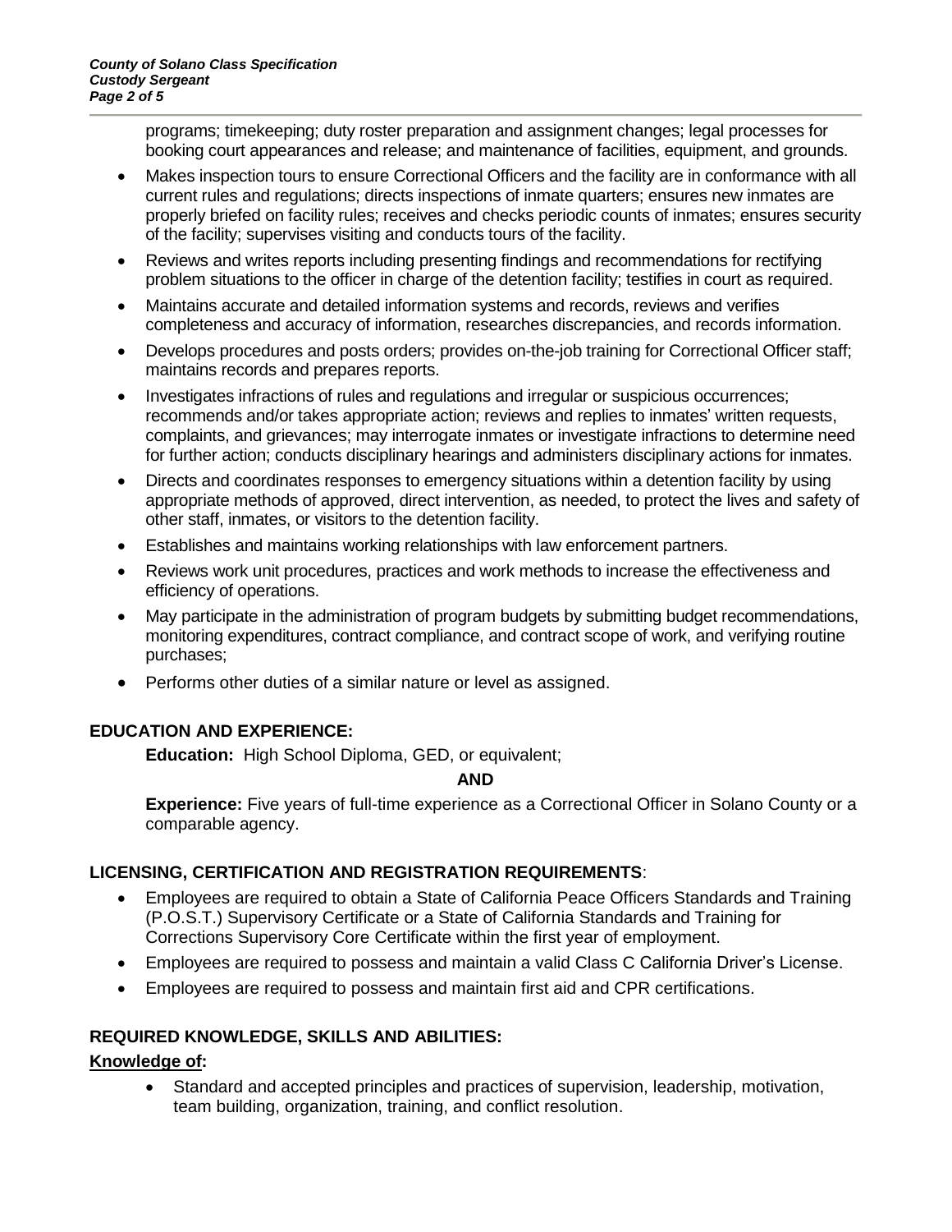programs; timekeeping; duty roster preparation and assignment changes; legal processes for booking court appearances and release; and maintenance of facilities, equipment, and grounds.

- Makes inspection tours to ensure Correctional Officers and the facility are in conformance with all current rules and regulations; directs inspections of inmate quarters; ensures new inmates are properly briefed on facility rules; receives and checks periodic counts of inmates; ensures security of the facility; supervises visiting and conducts tours of the facility.
- Reviews and writes reports including presenting findings and recommendations for rectifying problem situations to the officer in charge of the detention facility; testifies in court as required.
- Maintains accurate and detailed information systems and records, reviews and verifies completeness and accuracy of information, researches discrepancies, and records information.
- Develops procedures and posts orders; provides on-the-job training for Correctional Officer staff; maintains records and prepares reports.
- Investigates infractions of rules and regulations and irregular or suspicious occurrences; recommends and/or takes appropriate action; reviews and replies to inmates' written requests, complaints, and grievances; may interrogate inmates or investigate infractions to determine need for further action; conducts disciplinary hearings and administers disciplinary actions for inmates.
- Directs and coordinates responses to emergency situations within a detention facility by using appropriate methods of approved, direct intervention, as needed, to protect the lives and safety of other staff, inmates, or visitors to the detention facility.
- Establishes and maintains working relationships with law enforcement partners.
- Reviews work unit procedures, practices and work methods to increase the effectiveness and efficiency of operations.
- May participate in the administration of program budgets by submitting budget recommendations, monitoring expenditures, contract compliance, and contract scope of work, and verifying routine purchases;
- Performs other duties of a similar nature or level as assigned.

## EDUCATION AND EXPERIENCE:

**Education:** High School Diploma, GED, or equivalent;

**AND**

**Experience:** Five years of full-time experience as a Correctional Officer in Solano County or a comparable agency.

## LICENSING, CERTIFICATION AND REGISTRATION REQUIREMENTS:

- Employees are required to obtain a State of California Peace Officers Standards and Training (P.O.S.T.) Supervisory Certificate or a State of California Standards and Training for Corrections Supervisory Core Certificate within the first year of employment.
- Employees are required to possess and maintain a valid Class C California Driver's License.
- Employees are required to possess and maintain first aid and CPR certifications.

## REQUIRED KNOWLEDGE, SKILLS AND ABILITIES:

**Knowledge of:**

- Standard and accepted principles and practices of supervision, leadership, motivation, team building, organization, training, and conflict resolution.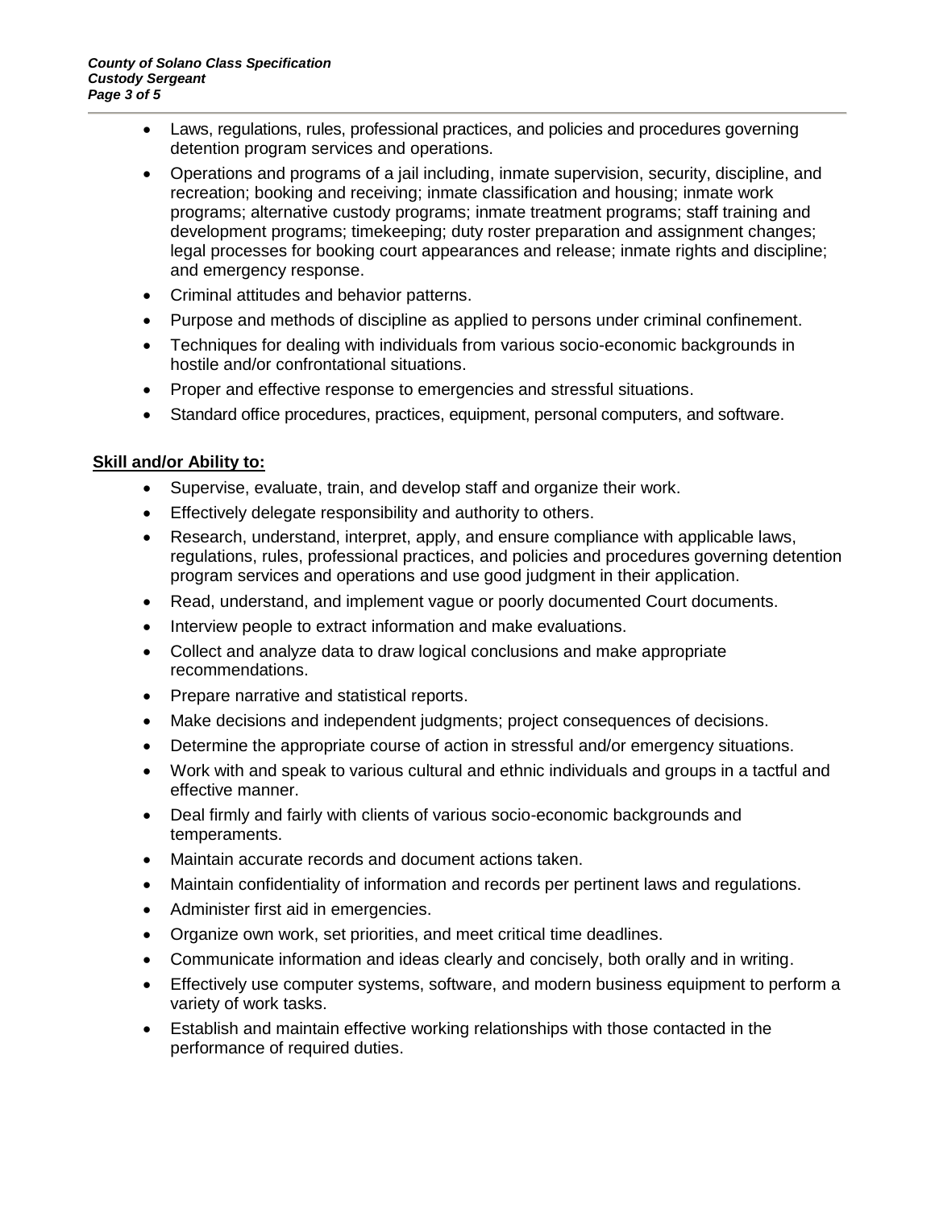- Laws, regulations, rules, professional practices, and policies and procedures governing detention program services and operations.
- Operations and programs of a jail including, inmate supervision, security, discipline, and recreation; booking and receiving; inmate classification and housing; inmate work programs; alternative custody programs; inmate treatment programs; staff training and development programs; timekeeping; duty roster preparation and assignment changes; legal processes for booking court appearances and release; inmate rights and discipline; and emergency response.
- Criminal attitudes and behavior patterns.
- Purpose and methods of discipline as applied to persons under criminal confinement.
- Techniques for dealing with individuals from various socio-economic backgrounds in hostile and/or confrontational situations.
- Proper and effective response to emergencies and stressful situations.
- Standard office procedures, practices, equipment, personal computers, and software.

**Skill and/or Ability to:**

- Supervise, evaluate, train, and develop staff and organize their work.
- Effectively delegate responsibility and authority to others.
- Research, understand, interpret, apply, and ensure compliance with applicable laws, regulations, rules, professional practices, and policies and procedures governing detention program services and operations and use good judgment in their application.
- Read, understand, and implement vague or poorly documented Court documents.
- Interview people to extract information and make evaluations.
- Collect and analyze data to draw logical conclusions and make appropriate recommendations.
- Prepare narrative and statistical reports.
- Make decisions and independent judgments; project consequences of decisions.
- Determine the appropriate course of action in stressful and/or emergency situations.
- Work with and speak to various cultural and ethnic individuals and groups in a tactful and effective manner.
- Deal firmly and fairly with clients of various socio-economic backgrounds and temperaments.
- Maintain accurate records and document actions taken.
- Maintain confidentiality of information and records per pertinent laws and regulations.
- Administer first aid in emergencies.
- Organize own work, set priorities, and meet critical time deadlines.
- Communicate information and ideas clearly and concisely, both orally and in writing.
- Effectively use computer systems, software, and modern business equipment to perform a variety of work tasks.
- Establish and maintain effective working relationships with those contacted in the performance of required duties.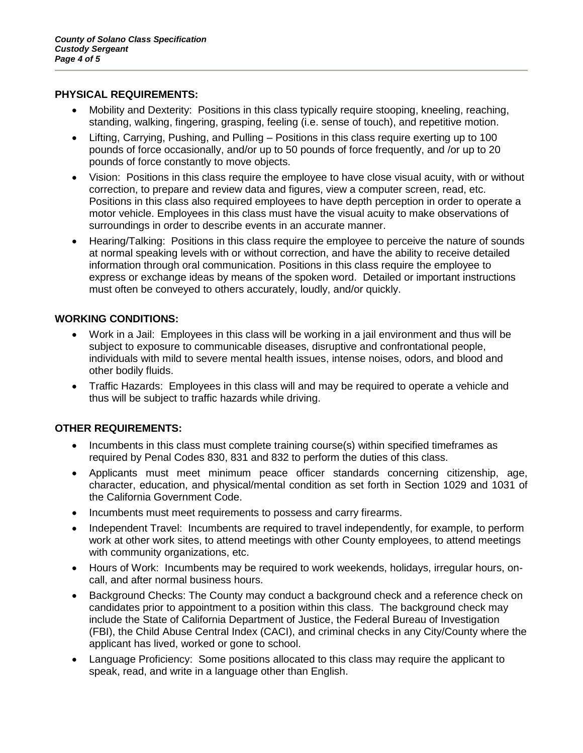## PHYSICAL REQUIREMENTS:

- Mobility and Dexterity: Positions in this class typically require stooping, kneeling, reaching, standing, walking, fingering, grasping, feeling (i.e. sense of touch), and repetitive motion.
- Lifting, Carrying, Pushing, and Pulling – Positions in this class require exerting up to 100 pounds of force occasionally, and/or up to 50 pounds of force frequently, and /or up to 20 pounds of force constantly to move objects.
- Vision: Positions in this class require the employee to have close visual acuity, with or without correction, to prepare and review data and figures, view a computer screen, read, etc. Positions in this class also required employees to have depth perception in order to operate a motor vehicle. Employees in this class must have the visual acuity to make observations of surroundings in order to describe events in an accurate manner.
- Hearing/Talking: Positions in this class require the employee to perceive the nature of sounds at normal speaking levels with or without correction, and have the ability to receive detailed information through oral communication. Positions in this class require the employee to express or exchange ideas by means of the spoken word. Detailed or important instructions must often be conveyed to others accurately, loudly, and/or quickly.

## WORKING CONDITIONS:

- Work in a Jail: Employees in this class will be working in a jail environment and thus will be subject to exposure to communicable diseases, disruptive and confrontational people, individuals with mild to severe mental health issues, intense noises, odors, and blood and other bodily fluids.
- Traffic Hazards: Employees in this class will and may be required to operate a vehicle and thus will be subject to traffic hazards while driving.

## OTHER REQUIREMENTS:

- Incumbents in this class must complete training course(s) within specified timeframes as required by Penal Codes 830, 831 and 832 to perform the duties of this class.
- Applicants must meet minimum peace officer standards concerning citizenship, age, character, education, and physical/mental condition as set forth in Section 1029 and 1031 of the California Government Code.
- Incumbents must meet requirements to possess and carry firearms.
- Independent Travel: Incumbents are required to travel independently, for example, to perform work at other work sites, to attend meetings with other County employees, to attend meetings with community organizations, etc.
- Hours of Work: Incumbents may be required to work weekends, holidays, irregular hours, on-call, and after normal business hours.
- Background Checks: The County may conduct a background check and a reference check on candidates prior to appointment to a position within this class. The background check may include the State of California Department of Justice, the Federal Bureau of Investigation (FBI), the Child Abuse Central Index (CACI), and criminal checks in any City/County where the applicant has lived, worked or gone to school.
- Language Proficiency: Some positions allocated to this class may require the applicant to speak, read, and write in a language other than English.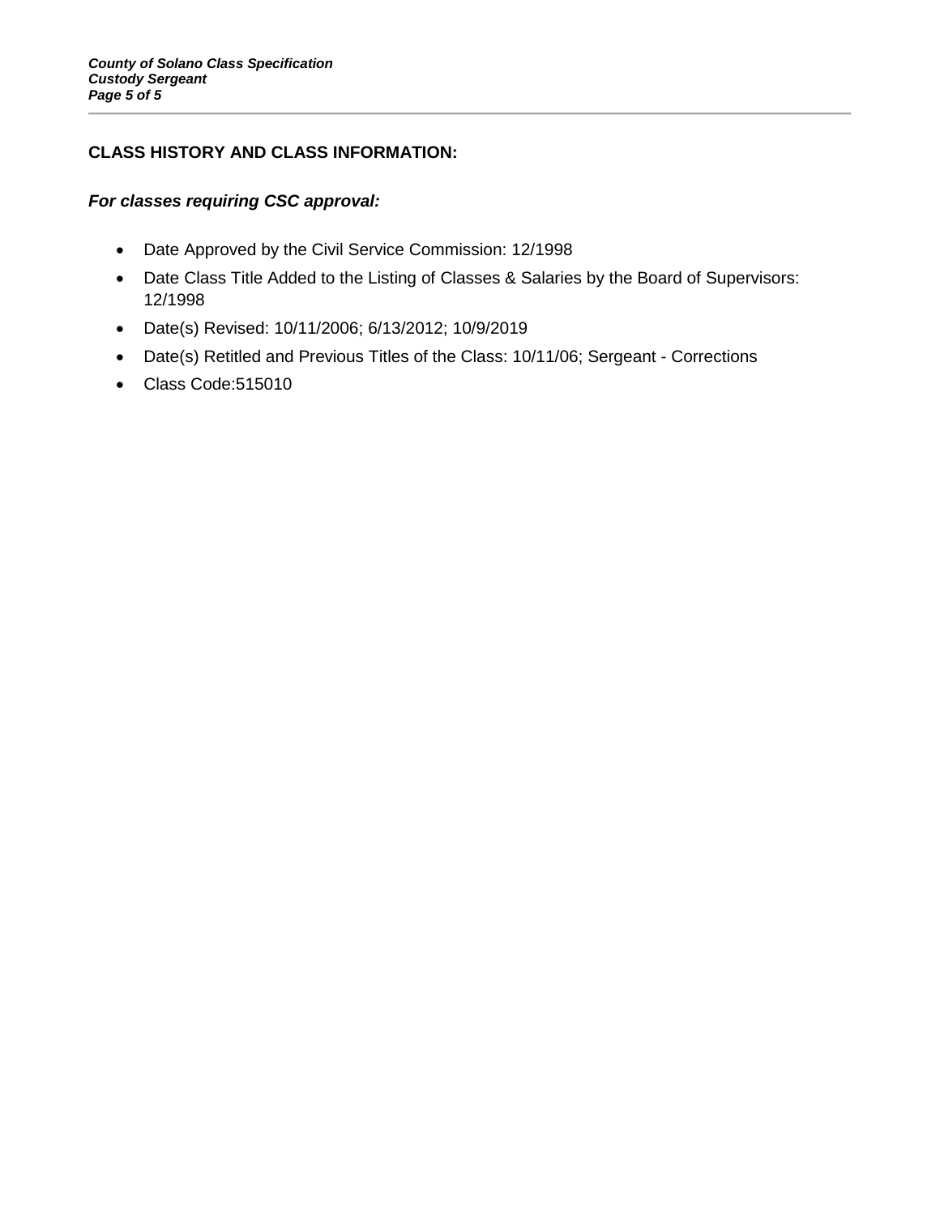## CLASS HISTORY AND CLASS INFORMATION:

### *For classes requiring CSC approval:*

- Date Approved by the Civil Service Commission: 12/1998
- Date Class Title Added to the Listing of Classes & Salaries by the Board of Supervisors: 12/1998
- Date(s) Revised: 10/11/2006; 6/13/2012; 10/9/2019
- Date(s) Retitled and Previous Titles of the Class: 10/11/06; Sergeant - Corrections
- Class Code:515010